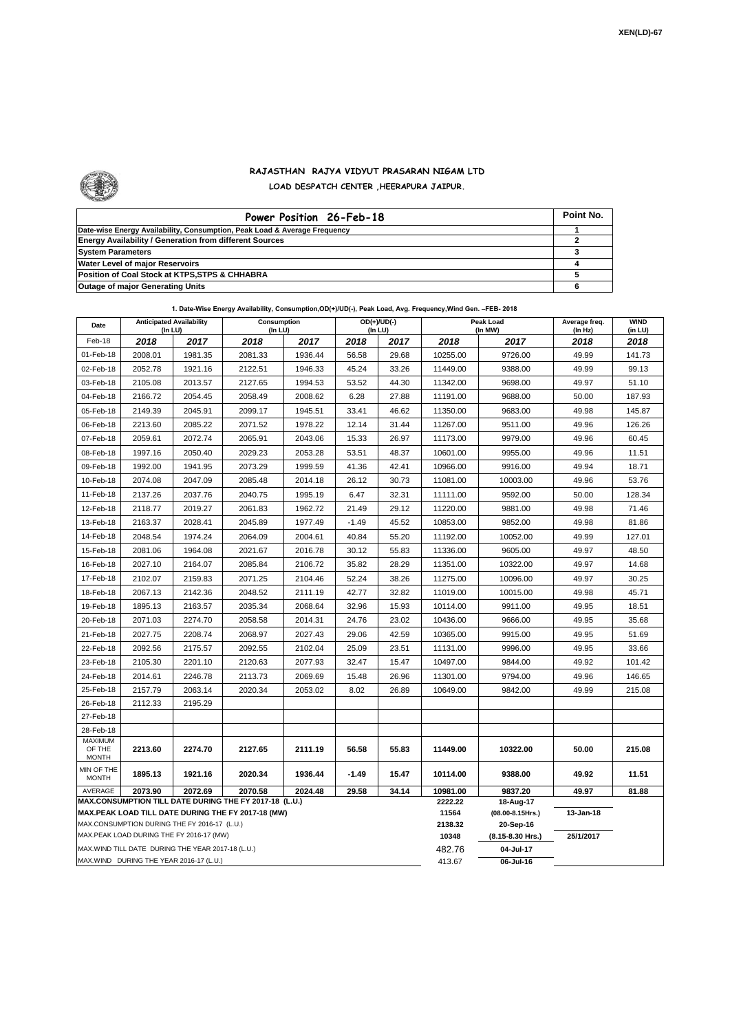XEN(LD)-67

## RAJASTHAN RAJYA VIDYUT PRASARAN NIGAM LTD

### LOAD DESPATCH CENTER ,HEERAPURA JAIPUR.

| Power Position 26-Feb-18 | Point No. |
|---|---|
| Date-wise Energy Availability, Consumption, Peak Load & Average Frequency | 1 |
| Energy Availability / Generation from different Sources | 2 |
| System Parameters | 3 |
| Water Level of major Reservoirs | 4 |
| Position of Coal Stock at KTPS,STPS & CHHABRA | 5 |
| Outage of major Generating Units | 6 |

**1. Date-Wise Energy Availability, Consumption,OD(+)/UD(-), Peak Load, Avg. Frequency,Wind Gen. –FEB- 2018**

| Date | Anticipated Availability (In LU) | | Consumption (In LU) | | OD(+)/UD(-) (In LU) | | Peak Load (In MW) | | Average freq. (In Hz) | WIND (in LU) |
|---|---|---|---|---|---|---|---|---|---|---|
| Feb-18 | 2018 | 2017 | 2018 | 2017 | 2018 | 2017 | 2018 | 2017 | 2018 | 2018 |
| 01-Feb-18 | 2008.01 | 1981.35 | 2081.33 | 1936.44 | 56.58 | 29.68 | 10255.00 | 9726.00 | 49.99 | 141.73 |
| 02-Feb-18 | 2052.78 | 1921.16 | 2122.51 | 1946.33 | 45.24 | 33.26 | 11449.00 | 9388.00 | 49.99 | 99.13 |
| 03-Feb-18 | 2105.08 | 2013.57 | 2127.65 | 1994.53 | 53.52 | 44.30 | 11342.00 | 9698.00 | 49.97 | 51.10 |
| 04-Feb-18 | 2166.72 | 2054.45 | 2058.49 | 2008.62 | 6.28 | 27.88 | 11191.00 | 9688.00 | 50.00 | 187.93 |
| 05-Feb-18 | 2149.39 | 2045.91 | 2099.17 | 1945.51 | 33.41 | 46.62 | 11350.00 | 9683.00 | 49.98 | 145.87 |
| 06-Feb-18 | 2213.60 | 2085.22 | 2071.52 | 1978.22 | 12.14 | 31.44 | 11267.00 | 9511.00 | 49.96 | 126.26 |
| 07-Feb-18 | 2059.61 | 2072.74 | 2065.91 | 2043.06 | 15.33 | 26.97 | 11173.00 | 9979.00 | 49.96 | 60.45 |
| 08-Feb-18 | 1997.16 | 2050.40 | 2029.23 | 2053.28 | 53.51 | 48.37 | 10601.00 | 9955.00 | 49.96 | 11.51 |
| 09-Feb-18 | 1992.00 | 1941.95 | 2073.29 | 1999.59 | 41.36 | 42.41 | 10966.00 | 9916.00 | 49.94 | 18.71 |
| 10-Feb-18 | 2074.08 | 2047.09 | 2085.48 | 2014.18 | 26.12 | 30.73 | 11081.00 | 10003.00 | 49.96 | 53.76 |
| 11-Feb-18 | 2137.26 | 2037.76 | 2040.75 | 1995.19 | 6.47 | 32.31 | 11111.00 | 9592.00 | 50.00 | 128.34 |
| 12-Feb-18 | 2118.77 | 2019.27 | 2061.83 | 1962.72 | 21.49 | 29.12 | 11220.00 | 9881.00 | 49.98 | 71.46 |
| 13-Feb-18 | 2163.37 | 2028.41 | 2045.89 | 1977.49 | -1.49 | 45.52 | 10853.00 | 9852.00 | 49.98 | 81.86 |
| 14-Feb-18 | 2048.54 | 1974.24 | 2064.09 | 2004.61 | 40.84 | 55.20 | 11192.00 | 10052.00 | 49.99 | 127.01 |
| 15-Feb-18 | 2081.06 | 1964.08 | 2021.67 | 2016.78 | 30.12 | 55.83 | 11336.00 | 9605.00 | 49.97 | 48.50 |
| 16-Feb-18 | 2027.10 | 2164.07 | 2085.84 | 2106.72 | 35.82 | 28.29 | 11351.00 | 10322.00 | 49.97 | 14.68 |
| 17-Feb-18 | 2102.07 | 2159.83 | 2071.25 | 2104.46 | 52.24 | 38.26 | 11275.00 | 10096.00 | 49.97 | 30.25 |
| 18-Feb-18 | 2067.13 | 2142.36 | 2048.52 | 2111.19 | 42.77 | 32.82 | 11019.00 | 10015.00 | 49.98 | 45.71 |
| 19-Feb-18 | 1895.13 | 2163.57 | 2035.34 | 2068.64 | 32.96 | 15.93 | 10114.00 | 9911.00 | 49.95 | 18.51 |
| 20-Feb-18 | 2071.03 | 2274.70 | 2058.58 | 2014.31 | 24.76 | 23.02 | 10436.00 | 9666.00 | 49.95 | 35.68 |
| 21-Feb-18 | 2027.75 | 2208.74 | 2068.97 | 2027.43 | 29.06 | 42.59 | 10365.00 | 9915.00 | 49.95 | 51.69 |
| 22-Feb-18 | 2092.56 | 2175.57 | 2092.55 | 2102.04 | 25.09 | 23.51 | 11131.00 | 9996.00 | 49.95 | 33.66 |
| 23-Feb-18 | 2105.30 | 2201.10 | 2120.63 | 2077.93 | 32.47 | 15.47 | 10497.00 | 9844.00 | 49.92 | 101.42 |
| 24-Feb-18 | 2014.61 | 2246.78 | 2113.73 | 2069.69 | 15.48 | 26.96 | 11301.00 | 9794.00 | 49.96 | 146.65 |
| 25-Feb-18 | 2157.79 | 2063.14 | 2020.34 | 2053.02 | 8.02 | 26.89 | 10649.00 | 9842.00 | 49.99 | 215.08 |
| 26-Feb-18 | 2112.33 | 2195.29 | | | | | | | | |
| 27-Feb-18 | | | | | | | | | | |
| 28-Feb-18 | | | | | | | | | | |
| MAXIMUM OF THE MONTH | 2213.60 | 2274.70 | 2127.65 | 2111.19 | 56.58 | 55.83 | 11449.00 | 10322.00 | 50.00 | 215.08 |
| MIN OF THE MONTH | 1895.13 | 1921.16 | 2020.34 | 1936.44 | -1.49 | 15.47 | 10114.00 | 9388.00 | 49.92 | 11.51 |
| AVERAGE | 2073.90 | 2072.69 | 2070.58 | 2024.48 | 29.58 | 34.14 | 10981.00 | 9837.20 | 49.97 | 81.88 |
| MAX.CONSUMPTION TILL DATE DURING THE FY 2017-18 (L.U.) | | | | | | | 2222.22 | 18-Aug-17 | | |
| MAX.PEAK LOAD TILL DATE DURING THE FY 2017-18 (MW) | | | | | | | 11564 | (08.00-8.15Hrs.) | 13-Jan-18 | |
| MAX.CONSUMPTION DURING THE FY 2016-17 (L.U.) | | | | | | | 2138.32 | 20-Sep-16 | | |
| MAX.PEAK LOAD DURING THE FY 2016-17 (MW) | | | | | | | 10348 | (8.15-8.30 Hrs.) | 25/1/2017 | |
| MAX.WIND TILL DATE DURING THE YEAR 2017-18 (L.U.) | | | | | | | 482.76 | 04-Jul-17 | | |
| MAX.WIND DURING THE YEAR 2016-17 (L.U.) | | | | | | | 413.67 | 06-Jul-16 | | |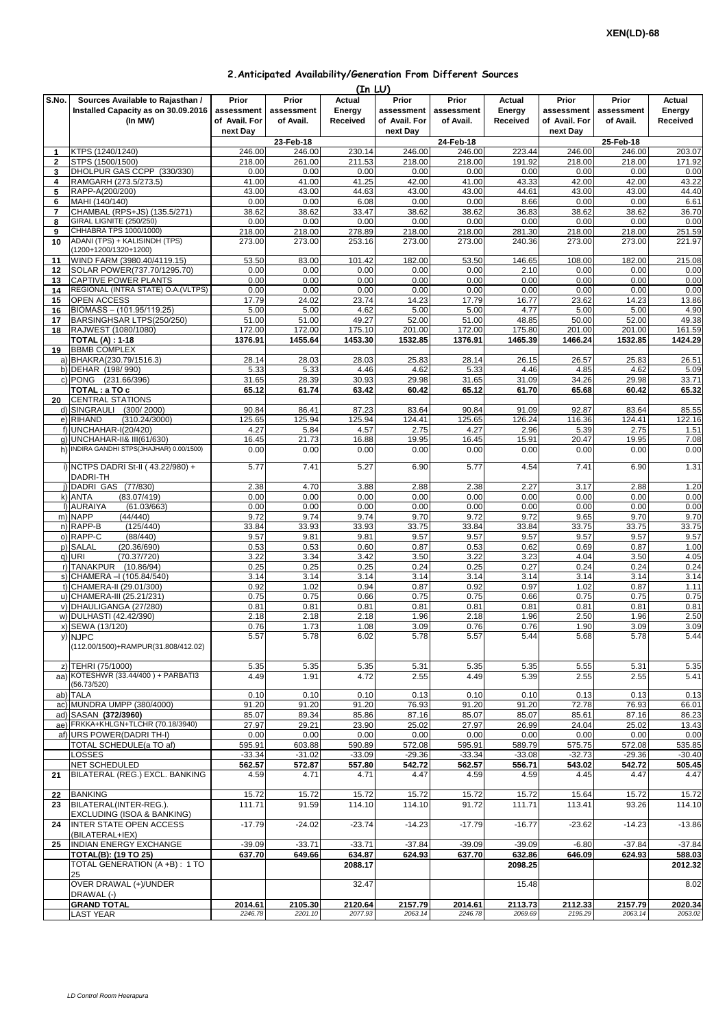XEN(LD)-68

## 2.Anticipated Availability/Generation From Different Sources

**(In LU)**

| S.No. | Sources Available to Rajasthan / Installed Capacity as on 30.09.2016 (In MW) | Prior assessment of Avail. For next Day | Prior assessment of Avail. | Actual Energy Received | Prior assessment of Avail. For next Day | Prior assessment of Avail. | Actual Energy Received | Prior assessment of Avail. For next Day | Prior assessment of Avail. | Actual Energy Received |
|---|---|---|---|---|---|---|---|---|---|---|
| | | | 23-Feb-18 | | | 24-Feb-18 | | | 25-Feb-18 | |
| 1 | KTPS (1240/1240) | 246.00 | 246.00 | 230.14 | 246.00 | 246.00 | 223.44 | 246.00 | 246.00 | 203.07 |
| 2 | STPS (1500/1500) | 218.00 | 261.00 | 211.53 | 218.00 | 218.00 | 191.92 | 218.00 | 218.00 | 171.92 |
| 3 | DHOLPUR GAS CCPP (330/330) | 0.00 | 0.00 | 0.00 | 0.00 | 0.00 | 0.00 | 0.00 | 0.00 | 0.00 |
| 4 | RAMGARH (273.5/273.5) | 41.00 | 41.00 | 41.25 | 42.00 | 41.00 | 43.33 | 42.00 | 42.00 | 43.22 |
| 5 | RAPP-A(200/200) | 43.00 | 43.00 | 44.63 | 43.00 | 43.00 | 44.61 | 43.00 | 43.00 | 44.40 |
| 6 | MAHI (140/140) | 0.00 | 0.00 | 6.08 | 0.00 | 0.00 | 8.66 | 0.00 | 0.00 | 6.61 |
| 7 | CHAMBAL (RPS+JS) (135.5/271) | 38.62 | 38.62 | 33.47 | 38.62 | 38.62 | 36.83 | 38.62 | 38.62 | 36.70 |
| 8 | GIRAL LIGNITE (250/250) | 0.00 | 0.00 | 0.00 | 0.00 | 0.00 | 0.00 | 0.00 | 0.00 | 0.00 |
| 9 | CHHABRA TPS 1000/1000) | 218.00 | 218.00 | 278.89 | 218.00 | 218.00 | 281.30 | 218.00 | 218.00 | 251.59 |
| 10 | ADANI (TPS) + KALISINDH (TPS) (1200+1200/1320+1200) | 273.00 | 273.00 | 253.16 | 273.00 | 273.00 | 240.36 | 273.00 | 273.00 | 221.97 |
| 11 | WIND FARM (3980.40/4119.15) | 53.50 | 83.00 | 101.42 | 182.00 | 53.50 | 146.65 | 108.00 | 182.00 | 215.08 |
| 12 | SOLAR POWER(737.70/1295.70) | 0.00 | 0.00 | 0.00 | 0.00 | 0.00 | 2.10 | 0.00 | 0.00 | 0.00 |
| 13 | CAPTIVE POWER PLANTS | 0.00 | 0.00 | 0.00 | 0.00 | 0.00 | 0.00 | 0.00 | 0.00 | 0.00 |
| 14 | REGIONAL (INTRA STATE) O.A.(VLTPS) | 0.00 | 0.00 | 0.00 | 0.00 | 0.00 | 0.00 | 0.00 | 0.00 | 0.00 |
| 15 | OPEN ACCESS | 17.79 | 24.02 | 23.74 | 14.23 | 17.79 | 16.77 | 23.62 | 14.23 | 13.86 |
| 16 | BIOMASS – (101.95/119.25) | 5.00 | 5.00 | 4.62 | 5.00 | 5.00 | 4.77 | 5.00 | 5.00 | 4.90 |
| 17 | BARSINGHSAR LTPS(250/250) | 51.00 | 51.00 | 49.27 | 52.00 | 51.00 | 48.85 | 50.00 | 52.00 | 49.38 |
| 18 | RAJWEST (1080/1080) | 172.00 | 172.00 | 175.10 | 201.00 | 172.00 | 175.80 | 201.00 | 201.00 | 161.59 |
| | **TOTAL (A) : 1-18** | **1376.91** | **1455.64** | **1453.30** | **1532.85** | **1376.91** | **1465.39** | **1466.24** | **1532.85** | **1424.29** |
| 19 | BBMB COMPLEX | | | | | | | | | |
| | a) BHAKRA(230.79/1516.3) | 28.14 | 28.03 | 28.03 | 25.83 | 28.14 | 26.15 | 26.57 | 25.83 | 26.51 |
| | b) DEHAR (198/ 990) | 5.33 | 5.33 | 4.46 | 4.62 | 5.33 | 4.46 | 4.85 | 4.62 | 5.09 |
| | c) PONG (231.66/396) | 31.65 | 28.39 | 30.93 | 29.98 | 31.65 | 31.09 | 34.26 | 29.98 | 33.71 |
| | **TOTAL : a TO c** | **65.12** | **61.74** | **63.42** | **60.42** | **65.12** | **61.70** | **65.68** | **60.42** | **65.32** |
| 20 | CENTRAL STATIONS | | | | | | | | | |
| | d) SINGRAULI (300/ 2000) | 90.84 | 86.41 | 87.23 | 83.64 | 90.84 | 91.09 | 92.87 | 83.64 | 85.55 |
| | e) RIHAND (310.24/3000) | 125.65 | 125.94 | 125.94 | 124.41 | 125.65 | 126.24 | 116.36 | 124.41 | 122.16 |
| | f) UNCHAHAR-I(20/420) | 4.27 | 5.84 | 4.57 | 2.75 | 4.27 | 2.96 | 5.39 | 2.75 | 1.51 |
| | g) UNCHAHAR-II& III(61/630) | 16.45 | 21.73 | 16.88 | 19.95 | 16.45 | 15.91 | 20.47 | 19.95 | 7.08 |
| | h) INDIRA GANDHI STPS(JHAJHAR) 0.00/1500) | 0.00 | 0.00 | 0.00 | 0.00 | 0.00 | 0.00 | 0.00 | 0.00 | 0.00 |
| | i) NCTPS DADRI St-II ( 43.22/980) + DADRI-TH | 5.77 | 7.41 | 5.27 | 6.90 | 5.77 | 4.54 | 7.41 | 6.90 | 1.31 |
| | j) DADRI GAS (77/830) | 2.38 | 4.70 | 3.88 | 2.88 | 2.38 | 2.27 | 3.17 | 2.88 | 1.20 |
| | k) ANTA (83.07/419) | 0.00 | 0.00 | 0.00 | 0.00 | 0.00 | 0.00 | 0.00 | 0.00 | 0.00 |
| | l) AURAIYA (61.03/663) | 0.00 | 0.00 | 0.00 | 0.00 | 0.00 | 0.00 | 0.00 | 0.00 | 0.00 |
| | m) NAPP (44/440) | 9.72 | 9.74 | 9.74 | 9.70 | 9.72 | 9.72 | 9.65 | 9.70 | 9.70 |
| | n) RAPP-B (125/440) | 33.84 | 33.93 | 33.93 | 33.75 | 33.84 | 33.84 | 33.75 | 33.75 | 33.75 |
| | o) RAPP-C (88/440) | 9.57 | 9.81 | 9.81 | 9.57 | 9.57 | 9.57 | 9.57 | 9.57 | 9.57 |
| | p) SALAL (20.36/690) | 0.53 | 0.53 | 0.60 | 0.87 | 0.53 | 0.62 | 0.69 | 0.87 | 1.00 |
| | q) URI (70.37/720) | 3.22 | 3.34 | 3.42 | 3.50 | 3.22 | 3.23 | 4.04 | 3.50 | 4.05 |
| | r) TANAKPUR (10.86/94) | 0.25 | 0.25 | 0.25 | 0.24 | 0.25 | 0.27 | 0.24 | 0.24 | 0.24 |
| | s) CHAMERA –I (105.84/540) | 3.14 | 3.14 | 3.14 | 3.14 | 3.14 | 3.14 | 3.14 | 3.14 | 3.14 |
| | t) CHAMERA-II (29.01/300) | 0.92 | 1.02 | 0.94 | 0.87 | 0.92 | 0.97 | 1.02 | 0.87 | 1.11 |
| | u) CHAMERA-III (25.21/231) | 0.75 | 0.75 | 0.66 | 0.75 | 0.75 | 0.66 | 0.75 | 0.75 | 0.75 |
| | v) DHAULIGANGA (27/280) | 0.81 | 0.81 | 0.81 | 0.81 | 0.81 | 0.81 | 0.81 | 0.81 | 0.81 |
| | w) DULHASTI (42.42/390) | 2.18 | 2.18 | 2.18 | 1.96 | 2.18 | 1.96 | 2.50 | 1.96 | 2.50 |
| | x) SEWA (13/120) | 0.76 | 1.73 | 1.08 | 3.09 | 0.76 | 0.76 | 1.90 | 3.09 | 3.09 |
| | y) NJPC (112.00/1500)+RAMPUR(31.808/412.02) | 5.57 | 5.78 | 6.02 | 5.78 | 5.57 | 5.44 | 5.68 | 5.78 | 5.44 |
| | z) TEHRI (75/1000) | 5.35 | 5.35 | 5.35 | 5.31 | 5.35 | 5.35 | 5.55 | 5.31 | 5.35 |
| | aa) KOTESHWR (33.44/400 ) + PARBATI3 (56.73/520) | 4.49 | 1.91 | 4.72 | 2.55 | 4.49 | 5.39 | 2.55 | 2.55 | 5.41 |
| | ab) TALA | 0.10 | 0.10 | 0.10 | 0.13 | 0.10 | 0.10 | 0.13 | 0.13 | 0.13 |
| | ac) MUNDRA UMPP (380/4000) | 91.20 | 91.20 | 91.20 | 76.93 | 91.20 | 91.20 | 72.78 | 76.93 | 66.01 |
| | ad) SASAN **(372/3960)** | 85.07 | 89.34 | 85.86 | 87.16 | 85.07 | 85.07 | 85.61 | 87.16 | 86.23 |
| | ae) FRKKA+KHLGN+TLCHR (70.18/3940) | 27.97 | 29.21 | 23.90 | 25.02 | 27.97 | 26.99 | 24.04 | 25.02 | 13.43 |
| | af) URS POWER(DADRI TH-I) | 0.00 | 0.00 | 0.00 | 0.00 | 0.00 | 0.00 | 0.00 | 0.00 | 0.00 |
| | TOTAL SCHEDULE(a TO af) | 595.91 | 603.88 | 590.89 | 572.08 | 595.91 | 589.79 | 575.75 | 572.08 | 535.85 |
| | LOSSES | -33.34 | -31.02 | -33.09 | -29.36 | -33.34 | -33.08 | -32.73 | -29.36 | -30.40 |
| | NET SCHEDULED | 562.57 | 572.87 | 557.80 | 542.72 | 562.57 | 556.71 | 543.02 | 542.72 | 505.45 |
| 21 | BILATERAL (REG.) EXCL. BANKING | 4.59 | 4.71 | 4.71 | 4.47 | 4.59 | 4.59 | 4.45 | 4.47 | 4.47 |
| 22 | BANKING | 15.72 | 15.72 | 15.72 | 15.72 | 15.72 | 15.72 | 15.64 | 15.72 | 15.72 |
| 23 | BILATERAL(INTER-REG.). EXCLUDING (ISOA & BANKING) | 111.71 | 91.59 | 114.10 | 114.10 | 91.72 | 111.71 | 113.41 | 93.26 | 114.10 |
| 24 | INTER STATE OPEN ACCESS (BILATERAL+IEX) | -17.79 | -24.02 | -23.74 | -14.23 | -17.79 | -16.77 | -23.62 | -14.23 | -13.86 |
| 25 | INDIAN ENERGY EXCHANGE | -39.09 | -33.71 | -33.71 | -37.84 | -39.09 | -39.09 | -6.80 | -37.84 | -37.84 |
| | **TOTAL(B): (19 TO 25)** | **637.70** | **649.66** | **634.87** | **624.93** | **637.70** | **632.86** | **646.09** | **624.93** | **588.03** |
| | TOTAL GENERATION (A +B) : 1 TO 25 | | | **2088.17** | | | **2098.25** | | | **2012.32** |
| | OVER DRAWAL (+)/UNDER DRAWAL (-) | | | 32.47 | | | 15.48 | | | 8.02 |
| | **GRAND TOTAL** | **2014.61** | **2105.30** | **2120.64** | **2157.79** | **2014.61** | **2113.73** | **2112.33** | **2157.79** | **2020.34** |
| | LAST YEAR | *2246.78* | *2201.10* | *2077.93* | *2063.14* | *2246.78* | *2069.69* | *2195.29* | *2063.14* | *2053.02* |

*LD Control Room Heerapura*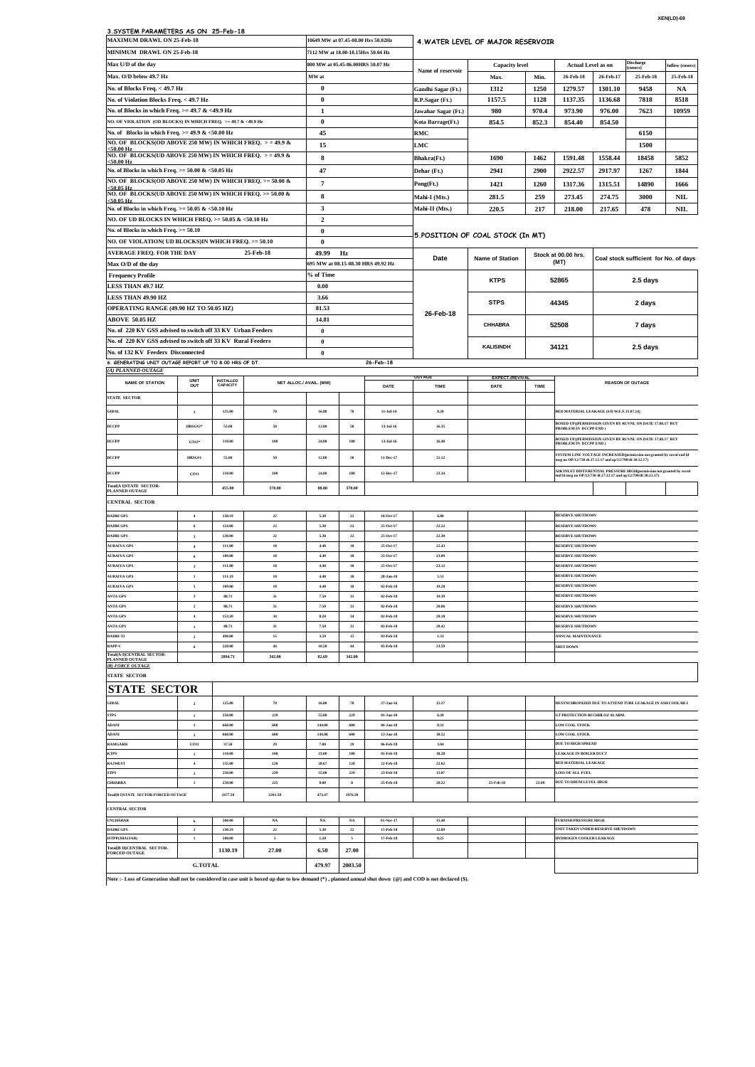XEN(LD)-69

## 3.SYSTEM PARAMETERS AS ON 25-Feb-18

| | |
|---|---|
| MAXIMUM DRAWL ON 25-Feb-18 | 10649 MW at 07.45-08.00 Hrs 50.02Hz |
| MINIMUM DRAWL ON 25-Feb-18 | 7112 MW at 18.00-18.15Hrs 50.04 Hz |
| Max U/D of the day | 800 MW at 05.45-06.00HRS 50.07 Hz |
| Max. O/D below 49.7 Hz | MW at |
| No. of Blocks Freq. < 49.7 Hz | 0 |
| No. of Violation Blocks Freq. < 49.7 Hz | 0 |
| No. of Blocks in which Freq. >= 49.7 & <49.9 Hz | 1 |
| NO. OF VIOLATION (OD BLOCKS) IN WHICH FREQ. >= 49.7 & <49.9 Hz | 0 |
| No. of Blocks in which Freq. >= 49.9 & <50.00 Hz | 45 |
| NO. OF BLOCKS(OD ABOVE 250 MW) IN WHICH FREQ. > = 49.9 & <50.00 Hz | 15 |
| NO. OF BLOCKS(UD ABOVE 250 MW) IN WHICH FREQ. > = 49.9 & <50.00 Hz | 8 |
| No. of Blocks in which Freq. >= 50.00 & <50.05 Hz | 47 |
| NO. OF BLOCKS(OD ABOVE 250 MW) IN WHICH FREQ. >= 50.00 & <50.05 Hz | 7 |
| NO. OF BLOCKS(UD ABOVE 250 MW) IN WHICH FREQ. >= 50.00 & <50.05 Hz | 8 |
| No. of Blocks in which Freq. >= 50.05 & <50.10 Hz | 3 |
| NO. OF UD BLOCKS IN WHICH FREQ. >= 50.05 & <50.10 Hz | 2 |
| No. of Blocks in which Freq. >= 50.10 | 0 |
| NO. OF VIOLATION( UD BLOCKS)IN WHICH FREQ. >= 50.10 | 0 |
| AVERAGE FREQ. FOR THE DAY 25-Feb-18 | 49.99 Hz |
| Max O/D of the day | 695 MW at 08.15-08.30 HRS 49.92 Hz |
| Frequency Profile | % of Time |
| LESS THAN 49.7 HZ | 0.00 |
| LESS THAN 49.90 HZ | 3.66 |
| OPERATING RANGE (49.90 HZ TO 50.05 HZ) | 81.53 |
| ABOVE 50.05 HZ | 14.81 |
| No. of 220 KV GSS advised to switch off 33 KV Urban Feeders | 0 |
| No. of 220 KV GSS advised to switch off 33 KV Rural Feeders | 0 |
| No. of 132 KV Feeders Disconnected | 0 |

## 4.WATER LEVEL OF MAJOR RESERVOIR

| Name of reservoir | Capacity level Max. | Capacity level Min. | Actual Level as on 26-Feb-18 | Actual Level as on 26-Feb-17 | Discharge (cusecs) 25-Feb-18 | Inflow (cusecs) 25-Feb-18 |
|---|---|---|---|---|---|---|
| Gandhi Sagar (Ft.) | 1312 | 1250 | 1279.57 | 1301.10 | 9458 | NA |
| R.P.Sagar (Ft.) | 1157.5 | 1128 | 1137.35 | 1136.68 | 7818 | 8518 |
| Jawahar Sagar (Ft.) | 980 | 970.4 | 973.90 | 976.00 | 7623 | 10959 |
| Kota Barrage(Ft.) | 854.5 | 852.3 | 854.40 | 854.50 | | |
| RMC | | | | | 6150 | |
| LMC | | | | | 1500 | |
| Bhakra(Ft.) | 1690 | 1462 | 1591.48 | 1558.44 | 18458 | 5852 |
| Dehar (Ft.) | 2941 | 2900 | 2922.57 | 2917.97 | 1267 | 1844 |
| Pong(Ft.) | 1421 | 1260 | 1317.36 | 1315.51 | 14890 | 1666 |
| Mahi-I (Mts.) | 281.5 | 259 | 273.45 | 274.75 | 3000 | NIL |
| Mahi-II (Mts.) | 220.5 | 217 | 218.00 | 217.65 | 478 | NIL |

## 5.POSITION OF COAL STOCK (In MT)

| Date | Name of Station | Stock at 00.00 hrs. (MT) | Coal stock sufficient for No. of days |
|---|---|---|---|
| 26-Feb-18 | KTPS | 52865 | 2.5 days |
| | STPS | 44345 | 2 days |
| | CHHABRA | 52508 | 7 days |
| | KALISINDH | 34121 | 2.5 days |

## 6. GENERATING UNIT OUTAGE REPORT UP TO 8.00 HRS OF DT. 26-Feb-18

### (A) PLANNED OUTAGE

| NAME OF STATION | UNIT | INSTALLED CAPACITY | NET ALLOC./ AVAIL. (MW) | | | OUTAGE DATE | OUTAGE TIME | EXPECT./REVIVAL DATE | EXPECT./REVIVAL TIME | REASON OF OUTAGE |
|---|---|---|---|---|---|---|---|---|---|---|
| **STATE SECTOR** | | | | | | | | | | |
| GIRAL | 1 | 125.00 | 70 | 16.80 | 70 | 11-Jul-14 | 8.20 | | | BED MATERIAL LEAKAGE (S/D W.E.F.15.07.14) |
| DCCPP | HRSG#2* | 55.00 | 50 | 12.00 | 50 | 13-Jul-16 | 16.35 | | | BOXED UP)(PERMISSION GIVEN BY RUVNL ON DATE 17.08.17 BUT PROBLEM IN DCCPP END ) |
| DCCPP | GT#2* | 110.00 | 100 | 24.00 | 100 | 13-Jul-16 | 16.40 | | | BOXED UP)(PERMISSION GIVEN BY RUVNL ON DATE 17.08.17 BUT PROBLEM IN DCCPP END ) |
| DCCPP | HRSG#1 | 55.00 | 50 | 12.00 | 50 | 11-Dec-17 | 21.52 | | | SYSTEM LINE VOLTAGE INCREASED(permission not granted by ruvnl end ld msg no OP/12/738 dt 27.12.17 and op/12/790/dt 30.12.17) |
| DCCPP | GT#1 | 110.00 | 100 | 24.00 | 100 | 12-Dec-17 | 23.34 | | | AIR INLET DIFFERENTIAL PRESSURE HIGH(permission not granted by ruvnl end ld msg no OP/12/738 dt 27.12.17 and op/12/790/dt 30.12.17) |
| Total(A I)STATE SECTOR-PLANNED OUTAGE | | 455.00 | 370.00 | 88.80 | 370.00 | | | | | |
| **CENTRAL SECTOR** | | | | | | | | | | |
| DADRI GPS | 4 | 130.19 | 22 | 5.30 | 22 | 10-Oct-17 | 6.00 | | | RESERVE SHUTDOWN |
| DADRI GPS | 6 | 154.00 | 22 | 5.30 | 22 | 25-Oct-17 | 22.22 | | | RESERVE SHUTDOWN |
| DADRI GPS | 3 | 130.00 | 22 | 5.30 | 22 | 25-Oct-17 | 22.30 | | | RESERVE SHUTDOWN |
| AURAIYA GPS | 4 | 111.00 | 18 | 4.40 | 18 | 25-Oct-17 | 22.43 | | | RESERVE SHUTDOWN |
| AURAIYA GPS | 6 | 109.00 | 18 | 4.40 | 18 | 25-Oct-17 | 23.09 | | | RESERVE SHUTDOWN |
| AURAIYA GPS | 3 | 111.00 | 18 | 4.40 | 18 | 25-Oct-17 | 23.12 | | | RESERVE SHUTDOWN |
| AURAIYA GPS | 1 | 111.19 | 18 | 4.40 | 18 | 28-Jan-18 | 5.51 | | | RESERVE SHUTDOWN |
| AURAIYA GPS | 5 | 109.00 | 18 | 4.40 | 18 | 02-Feb-18 | 19.28 | | | RESERVE SHUTDOWN |
| ANTA GPS | 3 | 88.71 | 31 | 7.50 | 31 | 02-Feb-18 | 19.39 | | | RESERVE SHUTDOWN |
| ANTA GPS | 2 | 88.71 | 31 | 7.50 | 31 | 02-Feb-18 | 20.06 | | | RESERVE SHUTDOWN |
| ANTA GPS | 4 | 153.20 | 34 | 8.20 | 34 | 02-Feb-18 | 20.18 | | | RESERVE SHUTDOWN |
| ANTA GPS | 1 | 88.71 | 31 | 7.50 | 31 | 02-Feb-18 | 20.42 | | | RESERVE SHUTDOWN |
| DADRI-T2 | 2 | 490.00 | 15 | 3.59 | 15 | 03-Feb-18 | 1.33 | | | ANNUAL MAINTENANCE |
| RAPP-C | 6 | 220.00 | 44 | 10.50 | 44 | 05-Feb-18 | 23.59 | | | SHUT DOWN |
| Total(A-I)CENTRAL SECTOR-PLANNED OUTAGE | | 2094.71 | 342.00 | 82.69 | 342.00 | | | | | |

### (B) FORCE OUTAGE

| NAME OF STATION | UNIT | INSTALLED CAPACITY | NET ALLOC./ AVAIL. (MW) | | | OUTAGE DATE | OUTAGE TIME | EXPECT./REVIVAL DATE | EXPECT./REVIVAL TIME | REASON OF OUTAGE |
|---|---|---|---|---|---|---|---|---|---|---|
| **STATE SECTOR** | | | | | | | | | | |
| GIRAL | 2 | 125.00 | 70 | 16.80 | 70 | 27-Jan-16 | 15.27 | | | DESYNCHRONIZED DUE TO ATTEND TUBE LEAKAGE IN ASH COOLAR-I |
| STPS | 1 | 250.00 | 229 | 55.00 | 229 | 01-Jan-18 | 6.39 | | | GT PROTECTION BUCHHLOZ ALARM. |
| ADANI | 1 | 660.00 | 600 | 144.00 | 600 | 06-Jan-18 | 8.31 | | | LOW COAL STOCK |
| ADANI | 2 | 660.00 | 600 | 144.00 | 600 | 13-Jan-18 | 18.52 | | | LOW COAL STOCK |
| RAMGARH | GT#2 | 37.50 | 29 | 7.00 | 29 | 06-Feb-18 | 3.04 | | | DUE TO HIGH SPREAD |
| KTPS | 1 | 110.00 | 100 | 23.00 | 100 | 01-Feb-18 | 18.20 | | | LEAKAGE IN BOILER DUCT |
| RAJWEST | 4 | 135.00 | 120 | 28.67 | 120 | 22-Feb-18 | 22.02 | | | BED MATERIAL LEAKAGE |
| STPS | 2 | 250.00 | 229 | 55.00 | 229 | 23-Feb-18 | 15.07 | | | LOSS OF ALL FUEL |
| CHHABRA | 1 | 250.00 | 225 | 0.00 | 0 | 25-Feb-18 | 20.22 | 25-Feb-18 | 23.09 | DUE TO DRUM LEVEL HIGH |
| Total(B I)STATE SECTOR-FORCED OUTAGE | | 2477.50 | 2201.50 | 473.47 | 1976.50 | | | | | |
| **CENTRAL SECTOR** | | | | | | | | | | |
| UNCHAHAR | 6 | 500.00 | NA | NA | NA | 01-Nov-17 | 15.40 | | | FURNISH PRESSURE HIGH |
| DADRI GPS | 2 | 130.19 | 22 | 5.30 | 22 | 15-Feb-18 | 12.09 | | | UNIT TAKEN UNDER RESERVE SHUTDOWN |
| ISTPP(JHAJJAR) | 1 | 500.00 | 5 | 1.20 | 5 | 17-Feb-18 | 0.25 | | | HYDROGEN COOLER LEAKAGE |
| Total(B II)CENTRAL SECTOR-FORCED OUTAGE | | 1130.19 | 27.00 | 6.50 | 27.00 | | | | | |
| G.TOTAL | | | | 479.97 | 2003.50 | | | | | |

Note :- Loss of Generation shall not be considered in case unit is boxed up due to low demand (*) , planned annual shut down (@) and COD is not declared ($).